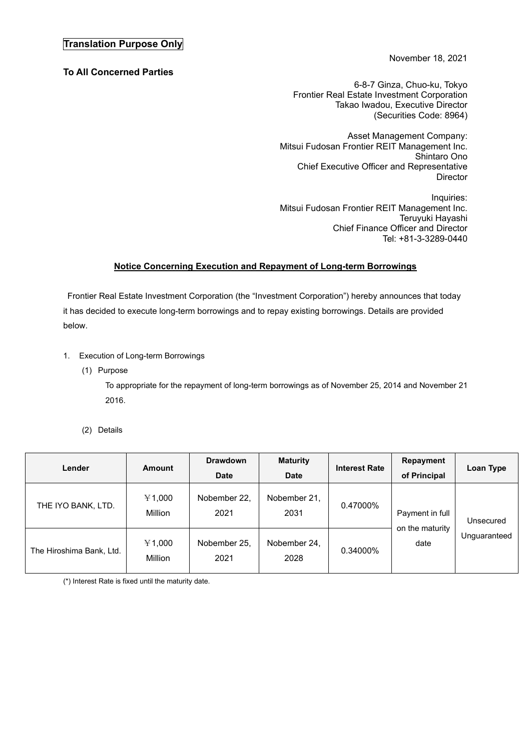**Translation Purpose Only**

November 18, 2021

**To All Concerned Parties**

6-8-7 Ginza, Chuo-ku, Tokyo
Frontier Real Estate Investment Corporation
Takao Iwadou, Executive Director
(Securities Code: 8964)

Asset Management Company:
Mitsui Fudosan Frontier REIT Management Inc.
Shintaro Ono
Chief Executive Officer and Representative Director

Inquiries:
Mitsui Fudosan Frontier REIT Management Inc.
Teruyuki Hayashi
Chief Finance Officer and Director
Tel: +81-3-3289-0440

## Notice Concerning Execution and Repayment of Long-term Borrowings

Frontier Real Estate Investment Corporation (the "Investment Corporation") hereby announces that today it has decided to execute long-term borrowings and to repay existing borrowings. Details are provided below.

1. Execution of Long-term Borrowings
   (1) Purpose

   To appropriate for the repayment of long-term borrowings as of November 25, 2014 and November 21 2016.

   (2) Details

| Lender | Amount | Drawdown Date | Maturity Date | Interest Rate | Repayment of Principal | Loan Type |
|---|---|---|---|---|---|---|
| THE IYO BANK, LTD. | ￥1,000 Million | Nobember 22, 2021 | Nobember 21, 2031 | 0.47000% | Payment in full on the maturity date | Unsecured Unguaranteed |
| The Hiroshima Bank, Ltd. | ￥1,000 Million | Nobember 25, 2021 | Nobember 24, 2028 | 0.34000% | | |

(*) Interest Rate is fixed until the maturity date.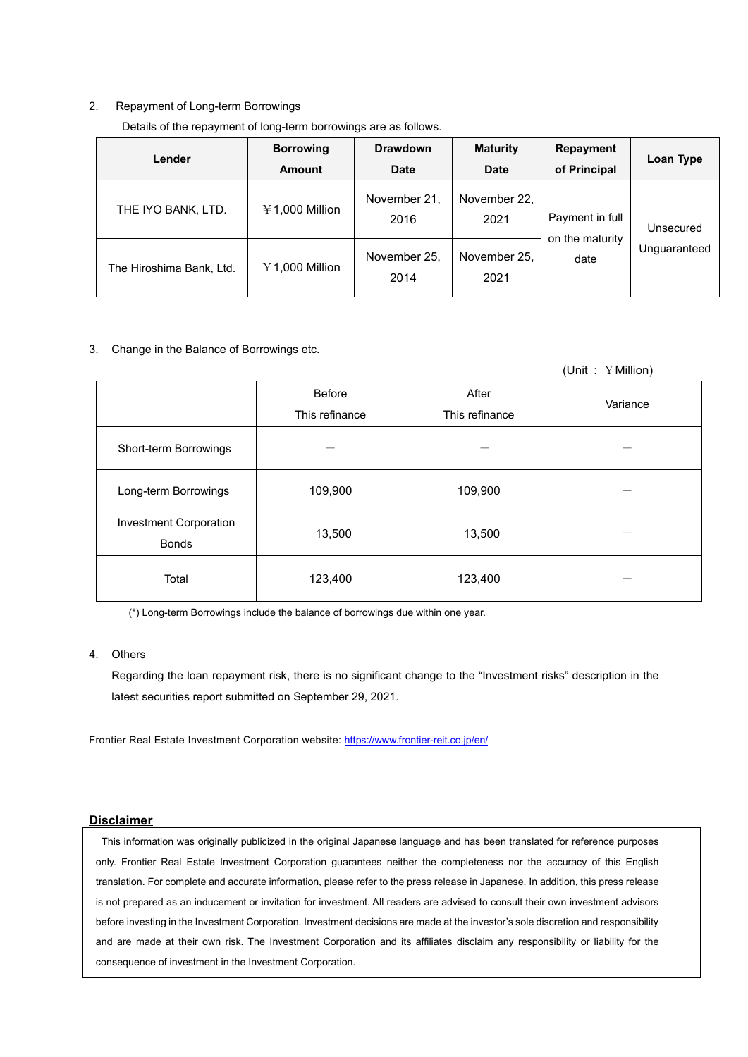2. Repayment of Long-term Borrowings

Details of the repayment of long-term borrowings are as follows.

| Lender | Borrowing Amount | Drawdown Date | Maturity Date | Repayment of Principal | Loan Type |
|---|---|---|---|---|---|
| THE IYO BANK, LTD. | ￥1,000 Million | November 21, 2016 | November 22, 2021 | Payment in full on the maturity date | Unsecured Unguaranteed |
| The Hiroshima Bank, Ltd. | ￥1,000 Million | November 25, 2014 | November 25, 2021 | | |

3. Change in the Balance of Borrowings etc.

(Unit ： ￥Million)

| | Before This refinance | After This refinance | Variance |
|---|---|---|---|
| Short-term Borrowings | ― | ― | ― |
| Long-term Borrowings | 109,900 | 109,900 | ― |
| Investment Corporation Bonds | 13,500 | 13,500 | ― |
| Total | 123,400 | 123,400 | ― |

(*) Long-term Borrowings include the balance of borrowings due within one year.

4. Others

Regarding the loan repayment risk, there is no significant change to the "Investment risks" description in the latest securities report submitted on September 29, 2021.

Frontier Real Estate Investment Corporation website: https://www.frontier-reit.co.jp/en/

**Disclaimer**

This information was originally publicized in the original Japanese language and has been translated for reference purposes only. Frontier Real Estate Investment Corporation guarantees neither the completeness nor the accuracy of this English translation. For complete and accurate information, please refer to the press release in Japanese. In addition, this press release is not prepared as an inducement or invitation for investment. All readers are advised to consult their own investment advisors before investing in the Investment Corporation. Investment decisions are made at the investor's sole discretion and responsibility and are made at their own risk. The Investment Corporation and its affiliates disclaim any responsibility or liability for the consequence of investment in the Investment Corporation.